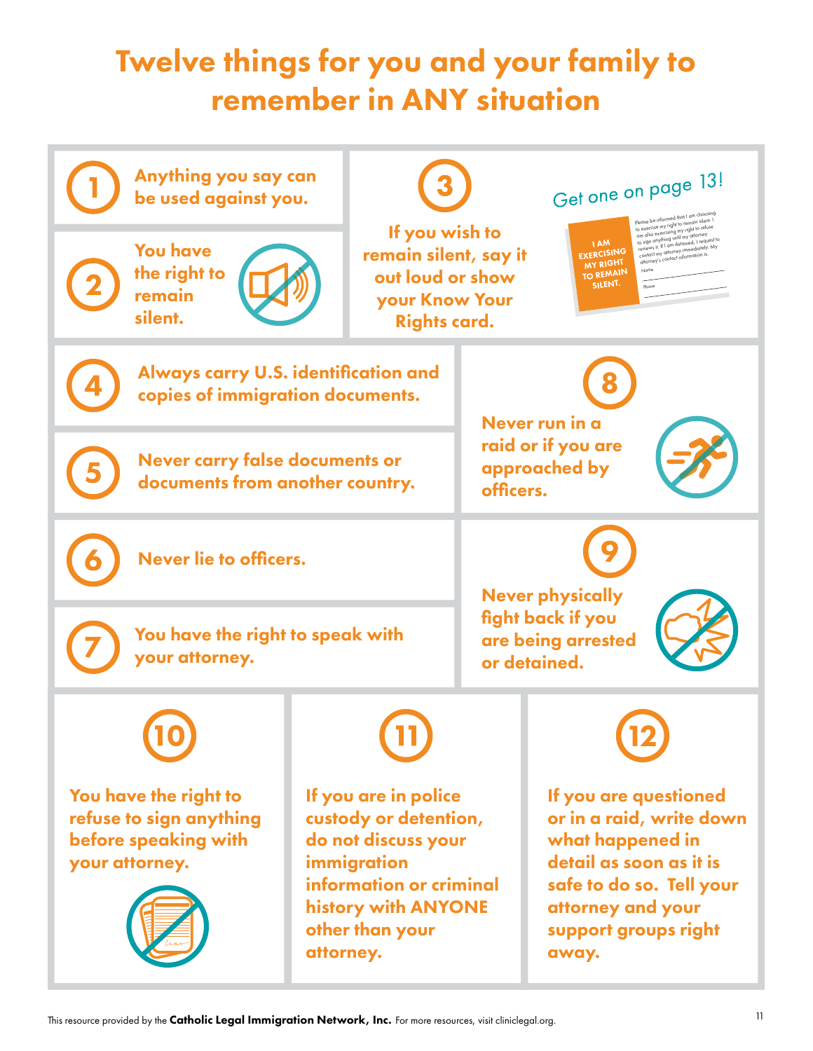# Twelve things for you and your family to remember in ANY situation

1. **Anything you say can be used against you.**

2. **You have the right to remain silent.**

3. **If you wish to remain silent, say it out loud or show your Know Your Rights card.**

   Get one on page 13!

   I AM EXERCISING MY RIGHT TO REMAIN SILENT.

   Please be informed that I am choosing to exercise my right to remain silent. I am also exercising my right to refuse to sign anything until my attorney reviews it. If I am detained, I request to contact my attorney immediately. My attorney's contact information is:

   Name ______________________

   Phone ______________________

4. **Always carry U.S. identification and copies of immigration documents.**

5. **Never carry false documents or documents from another country.**

6. **Never lie to officers.**

7. **You have the right to speak with your attorney.**

8. **Never run in a raid or if you are approached by officers.**

9. **Never physically fight back if you are being arrested or detained.**

10. **You have the right to refuse to sign anything before speaking with your attorney.**

11. **If you are in police custody or detention, do not discuss your immigration information or criminal history with ANYONE other than your attorney.**

12. **If you are questioned or in a raid, write down what happened in detail as soon as it is safe to do so. Tell your attorney and your support groups right away.**

This resource provided by the **Catholic Legal Immigration Network, Inc.** For more resources, visit cliniclegal.org.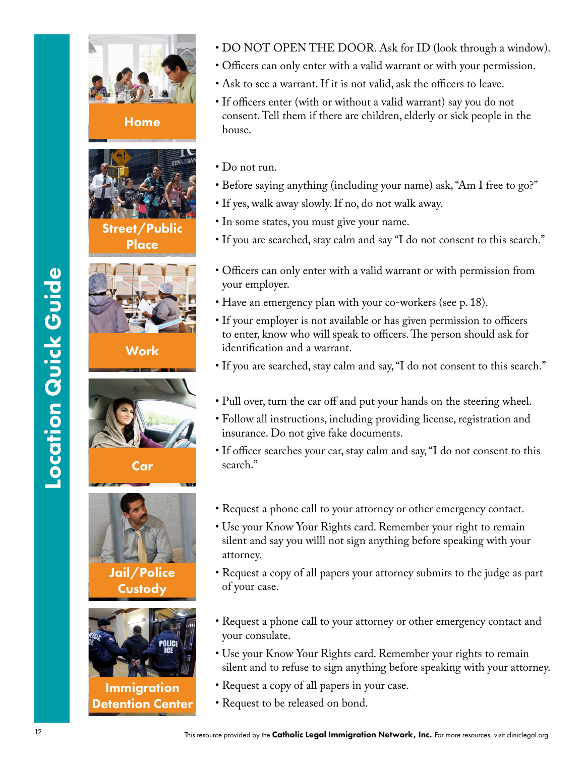# Location Quick Guide

## Home

- DO NOT OPEN THE DOOR. Ask for ID (look through a window).
- Officers can only enter with a valid warrant or with your permission.
- Ask to see a warrant. If it is not valid, ask the officers to leave.
- If officers enter (with or without a valid warrant) say you do not consent. Tell them if there are children, elderly or sick people in the house.

## Street/Public Place

- Do not run.
- Before saying anything (including your name) ask, "Am I free to go?"
- If yes, walk away slowly. If no, do not walk away.
- In some states, you must give your name.
- If you are searched, stay calm and say "I do not consent to this search."

## Work

- Officers can only enter with a valid warrant or with permission from your employer.
- Have an emergency plan with your co-workers (see p. 18).
- If your employer is not available or has given permission to officers to enter, know who will speak to officers. The person should ask for identification and a warrant.
- If you are searched, stay calm and say, "I do not consent to this search."

## Car

- Pull over, turn the car off and put your hands on the steering wheel.
- Follow all instructions, including providing license, registration and insurance. Do not give fake documents.
- If officer searches your car, stay calm and say, "I do not consent to this search."

## Jail/Police Custody

- Request a phone call to your attorney or other emergency contact.
- Use your Know Your Rights card. Remember your right to remain silent and say you willl not sign anything before speaking with your attorney.
- Request a copy of all papers your attorney submits to the judge as part of your case.

## Immigration Detention Center

- Request a phone call to your attorney or other emergency contact and your consulate.
- Use your Know Your Rights card. Remember your rights to remain silent and to refuse to sign anything before speaking with your attorney.
- Request a copy of all papers in your case.
- Request to be released on bond.

This resource provided by the **Catholic Legal Immigration Network, Inc.** For more resources, visit cliniclegal.org.